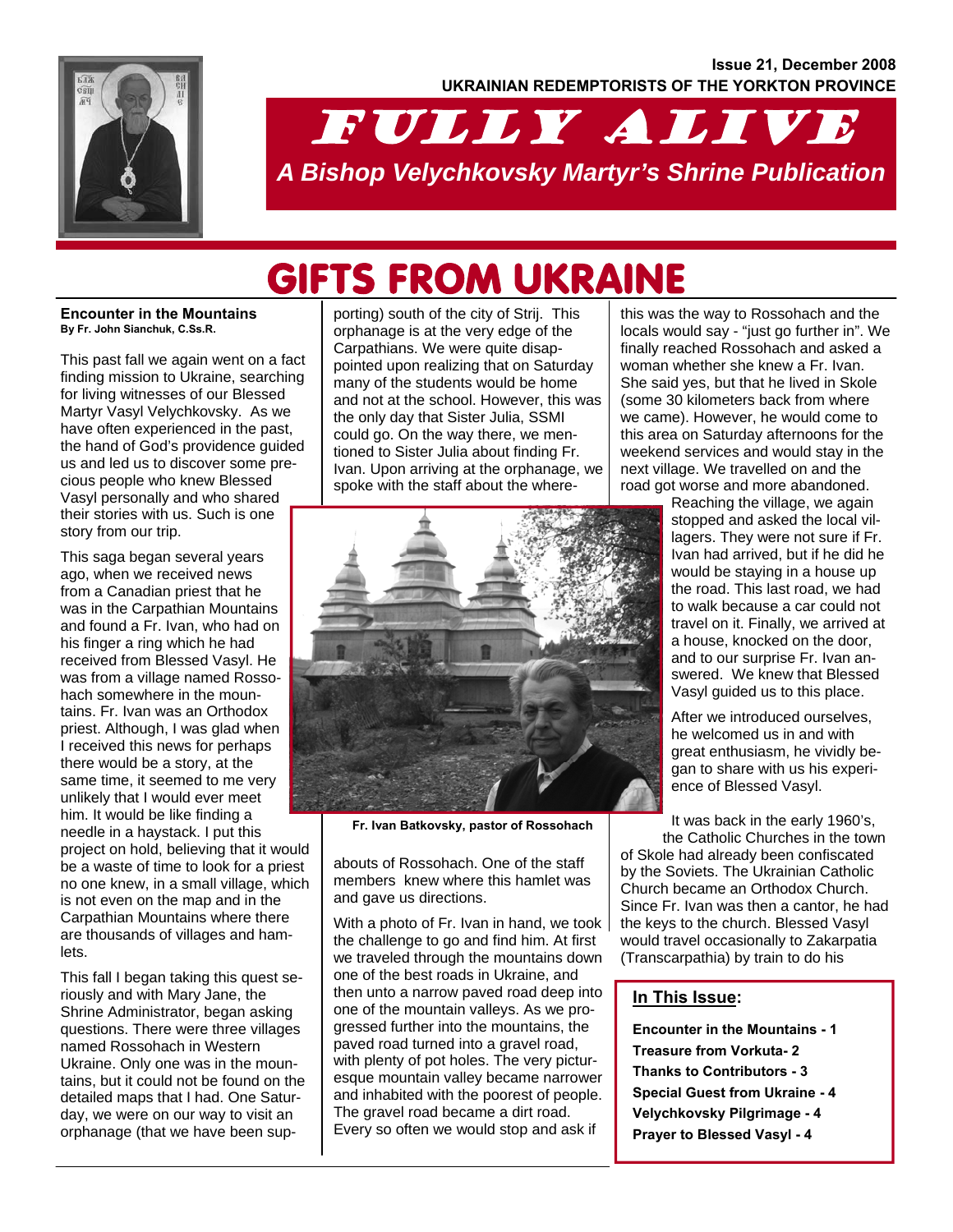Issue 21, December 2008

**UKRAINIAN REDEMPTORISTS OF THE YORKTON PROVINCE**

# FULLY ALIVE

*A Bishop Velychkovsky Martyr's Shrine Publication*

# GIFTS FROM UKRAINE

## Encounter in the Mountains

**By Fr. John Sianchuk, C.Ss.R.**

This past fall we again went on a fact finding mission to Ukraine, searching for living witnesses of our Blessed Martyr Vasyl Velychkovsky. As we have often experienced in the past, the hand of God's providence guided us and led us to discover some precious people who knew Blessed Vasyl personally and who shared their stories with us. Such is one story from our trip.

This saga began several years ago, when we received news from a Canadian priest that he was in the Carpathian Mountains and found a Fr. Ivan, who had on his finger a ring which he had received from Blessed Vasyl. He was from a village named Rossohach somewhere in the mountains. Fr. Ivan was an Orthodox priest. Although, I was glad when I received this news for perhaps there would be a story, at the same time, it seemed to me very unlikely that I would ever meet him. It would be like finding a needle in a haystack. I put this project on hold, believing that it would be a waste of time to look for a priest no one knew, in a small village, which is not even on the map and in the Carpathian Mountains where there are thousands of villages and hamlets.

This fall I began taking this quest seriously and with Mary Jane, the Shrine Administrator, began asking questions. There were three villages named Rossohach in Western Ukraine. Only one was in the mountains, but it could not be found on the detailed maps that I had. One Saturday, we were on our way to visit an orphanage (that we have been supporting) south of the city of Strij. This orphanage is at the very edge of the Carpathians. We were quite disappointed upon realizing that on Saturday many of the students would be home and not at the school. However, this was the only day that Sister Julia, SSMI could go. On the way there, we mentioned to Sister Julia about finding Fr. Ivan. Upon arriving at the orphanage, we spoke with the staff about the whereabouts of Rossohach. One of the staff members knew where this hamlet was and gave us directions.

**Fr. Ivan Batkovsky, pastor of Rossohach**

With a photo of Fr. Ivan in hand, we took the challenge to go and find him. At first we traveled through the mountains down one of the best roads in Ukraine, and then unto a narrow paved road deep into one of the mountain valleys. As we progressed further into the mountains, the paved road turned into a gravel road, with plenty of pot holes. The very picturesque mountain valley became narrower and inhabited with the poorest of people. The gravel road became a dirt road. Every so often we would stop and ask if this was the way to Rossohach and the locals would say - "just go further in". We finally reached Rossohach and asked a woman whether she knew a Fr. Ivan. She said yes, but that he lived in Skole (some 30 kilometers back from where we came). However, he would come to this area on Saturday afternoons for the weekend services and would stay in the next village. We travelled on and the road got worse and more abandoned.

Reaching the village, we again stopped and asked the local villagers. They were not sure if Fr. Ivan had arrived, but if he did he would be staying in a house up the road. This last road, we had to walk because a car could not travel on it. Finally, we arrived at a house, knocked on the door, and to our surprise Fr. Ivan answered. We knew that Blessed Vasyl guided us to this place.

After we introduced ourselves, he welcomed us in and with great enthusiasm, he vividly began to share with us his experience of Blessed Vasyl.

It was back in the early 1960's, the Catholic Churches in the town of Skole had already been confiscated by the Soviets. The Ukrainian Catholic Church became an Orthodox Church. Since Fr. Ivan was then a cantor, he had the keys to the church. Blessed Vasyl would travel occasionally to Zakarpatia (Transcarpathia) by train to do his

**In This Issue:**

- **Encounter in the Mountains - 1**
- **Treasure from Vorkuta- 2**
- **Thanks to Contributors - 3**
- **Special Guest from Ukraine - 4**
- **Velychkovsky Pilgrimage - 4**
- **Prayer to Blessed Vasyl - 4**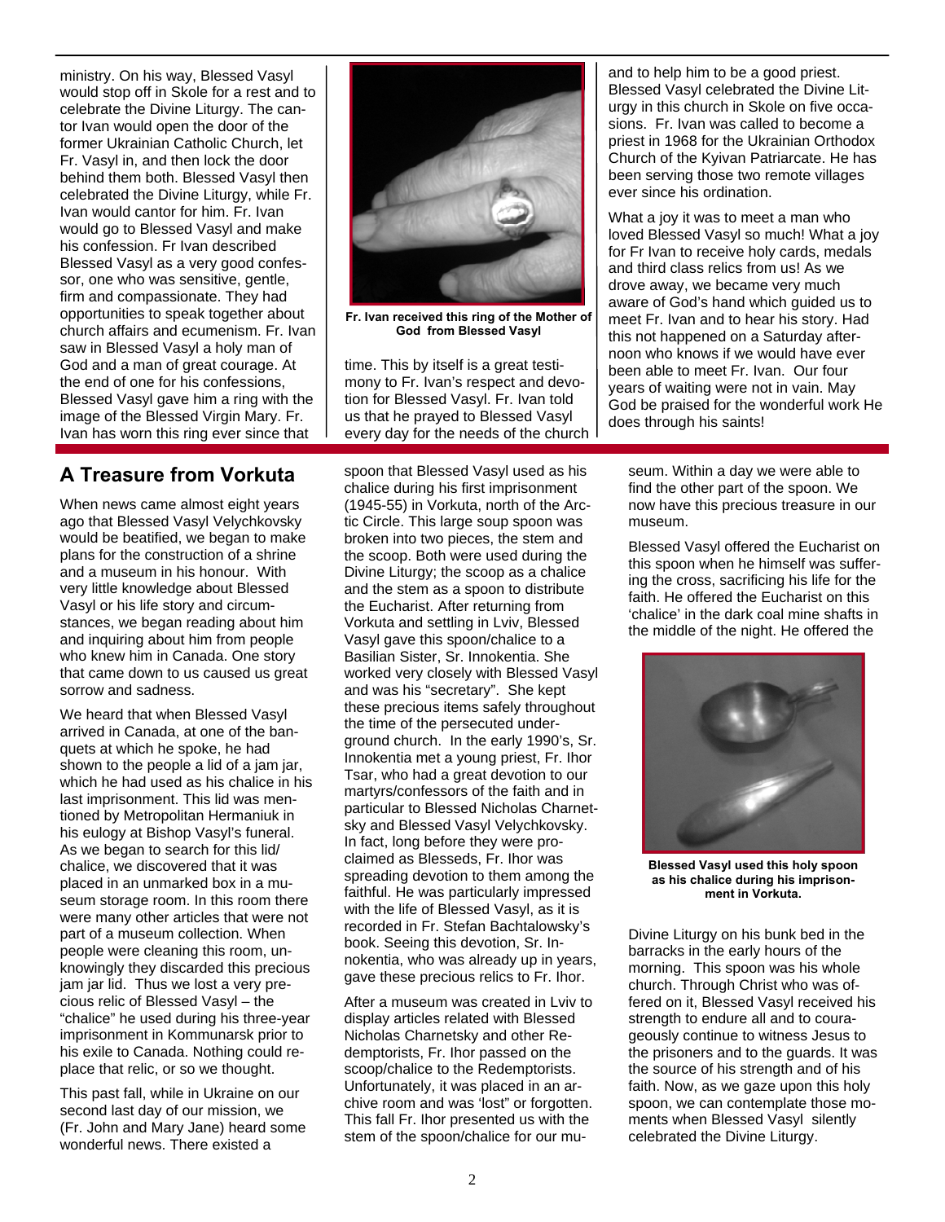ministry. On his way, Blessed Vasyl would stop off in Skole for a rest and to celebrate the Divine Liturgy. The cantor Ivan would open the door of the former Ukrainian Catholic Church, let Fr. Vasyl in, and then lock the door behind them both. Blessed Vasyl then celebrated the Divine Liturgy, while Fr. Ivan would cantor for him. Fr. Ivan would go to Blessed Vasyl and make his confession. Fr Ivan described Blessed Vasyl as a very good confessor, one who was sensitive, gentle, firm and compassionate. They had opportunities to speak together about church affairs and ecumenism. Fr. Ivan saw in Blessed Vasyl a holy man of God and a man of great courage. At the end of one for his confessions, Blessed Vasyl gave him a ring with the image of the Blessed Virgin Mary. Fr. Ivan has worn this ring ever since that time. This by itself is a great testimony to Fr. Ivan's respect and devotion for Blessed Vasyl. Fr. Ivan told us that he prayed to Blessed Vasyl every day for the needs of the church and to help him to be a good priest. Blessed Vasyl celebrated the Divine Liturgy in this church in Skole on five occasions. Fr. Ivan was called to become a priest in 1968 for the Ukrainian Orthodox Church of the Kyivan Patriarcate. He has been serving those two remote villages ever since his ordination.

**Fr. Ivan received this ring of the Mother of God from Blessed Vasyl**

What a joy it was to meet a man who loved Blessed Vasyl so much! What a joy for Fr Ivan to receive holy cards, medals and third class relics from us! As we drove away, we became very much aware of God's hand which guided us to meet Fr. Ivan and to hear his story. Had this not happened on a Saturday afternoon who knows if we would have ever been able to meet Fr. Ivan. Our four years of waiting were not in vain. May God be praised for the wonderful work He does through his saints!

## A Treasure from Vorkuta

When news came almost eight years ago that Blessed Vasyl Velychkovsky would be beatified, we began to make plans for the construction of a shrine and a museum in his honour. With very little knowledge about Blessed Vasyl or his life story and circumstances, we began reading about him and inquiring about him from people who knew him in Canada. One story that came down to us caused us great sorrow and sadness.

We heard that when Blessed Vasyl arrived in Canada, at one of the banquets at which he spoke, he had shown to the people a lid of a jam jar, which he had used as his chalice in his last imprisonment. This lid was mentioned by Metropolitan Hermaniuk in his eulogy at Bishop Vasyl's funeral. As we began to search for this lid/chalice, we discovered that it was placed in an unmarked box in a museum storage room. In this room there were many other articles that were not part of a museum collection. When people were cleaning this room, unknowingly they discarded this precious jam jar lid. Thus we lost a very precious relic of Blessed Vasyl – the "chalice" he used during his three-year imprisonment in Kommunarsk prior to his exile to Canada. Nothing could replace that relic, or so we thought.

This past fall, while in Ukraine on our second last day of our mission, we (Fr. John and Mary Jane) heard some wonderful news. There existed a spoon that Blessed Vasyl used as his chalice during his first imprisonment (1945-55) in Vorkuta, north of the Arctic Circle. This large soup spoon was broken into two pieces, the stem and the scoop. Both were used during the Divine Liturgy; the scoop as a chalice and the stem as a spoon to distribute the Eucharist. After returning from Vorkuta and settling in Lviv, Blessed Vasyl gave this spoon/chalice to a Basilian Sister, Sr. Innokentia. She worked very closely with Blessed Vasyl and was his "secretary". She kept these precious items safely throughout the time of the persecuted underground church. In the early 1990's, Sr. Innokentia met a young priest, Fr. Ihor Tsar, who had a great devotion to our martyrs/confessors of the faith and in particular to Blessed Nicholas Charnetsky and Blessed Vasyl Velychkovsky. In fact, long before they were proclaimed as Blesseds, Fr. Ihor was spreading devotion to them among the faithful. He was particularly impressed with the life of Blessed Vasyl, as it is recorded in Fr. Stefan Bachtalowsky's book. Seeing this devotion, Sr. Innokentia, who was already up in years, gave these precious relics to Fr. Ihor.

After a museum was created in Lviv to display articles related with Blessed Nicholas Charnetsky and other Redemptorists, Fr. Ihor passed on the scoop/chalice to the Redemptorists. Unfortunately, it was placed in an archive room and was 'lost' or forgotten. This fall Fr. Ihor presented us with the stem of the spoon/chalice for our museum. Within a day we were able to find the other part of the spoon. We now have this precious treasure in our museum.

Blessed Vasyl offered the Eucharist on this spoon when he himself was suffering the cross, sacrificing his life for the faith. He offered the Eucharist on this 'chalice' in the dark coal mine shafts in the middle of the night. He offered the Divine Liturgy on his bunk bed in the barracks in the early hours of the morning. This spoon was his whole church. Through Christ who was offered on it, Blessed Vasyl received his strength to endure all and to courageously continue to witness Jesus to the prisoners and to the guards. It was the source of his strength and of his faith. Now, as we gaze upon this holy spoon, we can contemplate those moments when Blessed Vasyl silently celebrated the Divine Liturgy.

**Blessed Vasyl used this holy spoon as his chalice during his imprisonment in Vorkuta.**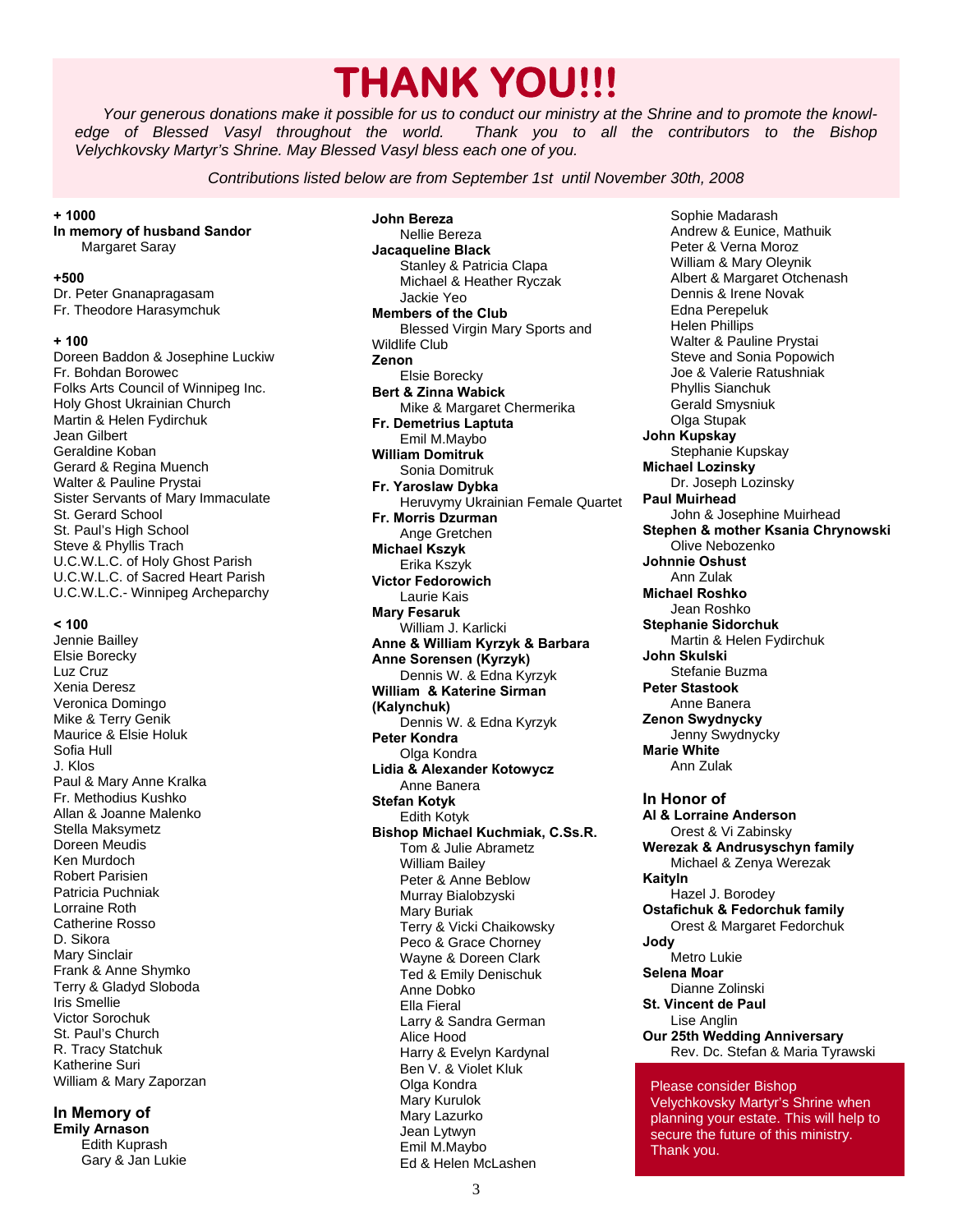# THANK YOU!!!

*Your generous donations make it possible for us to conduct our ministry at the Shrine and to promote the knowledge of Blessed Vasyl throughout the world. Thank you to all the contributors to the Bishop Velychkovsky Martyr's Shrine. May Blessed Vasyl bless each one of you.*

*Contributions listed below are from September 1st until November 30th, 2008*

**+ 1000**

**In memory of husband Sandor**
Margaret Saray

**+500**

Dr. Peter Gnanapragasam
Fr. Theodore Harasymchuk

**+ 100**

Doreen Baddon & Josephine Luckiw
Fr. Bohdan Borowec
Folks Arts Council of Winnipeg Inc.
Holy Ghost Ukrainian Church
Martin & Helen Fydirchuk
Jean Gilbert
Geraldine Koban
Gerard & Regina Muench
Walter & Pauline Prystai
Sister Servants of Mary Immaculate
St. Gerard School
St. Paul's High School
Steve & Phyllis Trach
U.C.W.L.C. of Holy Ghost Parish
U.C.W.L.C. of Sacred Heart Parish
U.C.W.L.C.- Winnipeg Archeparchy

**< 100**

Jennie Bailley
Elsie Borecky
Luz Cruz
Xenia Deresz
Veronica Domingo
Mike & Terry Genik
Maurice & Elsie Holuk
Sofia Hull
J. Klos
Paul & Mary Anne Kralka
Fr. Methodius Kushko
Allan & Joanne Malenko
Stella Maksymetz
Doreen Meudis
Ken Murdoch
Robert Parisien
Patricia Puchniak
Lorraine Roth
Catherine Rosso
D. Sikora
Mary Sinclair
Frank & Anne Shymko
Terry & Gladyd Sloboda
Iris Smellie
Victor Sorochuk
St. Paul's Church
R. Tracy Statchuk
Katherine Suri
William & Mary Zaporzan

## In Memory of

**Emily Arnason**
Edith Kuprash
Gary & Jan Lukie

**John Bereza**
Nellie Bereza

**Jacaqueline Black**
Stanley & Patricia Clapa
Michael & Heather Ryczak
Jackie Yeo

**Members of the Club**
Blessed Virgin Mary Sports and Wildlife Club

**Zenon**
Elsie Borecky

**Bert & Zinna Wabick**
Mike & Margaret Chermerika

**Fr. Demetrius Laptuta**
Emil M.Maybo

**William Domitruk**
Sonia Domitruk

**Fr. Yaroslaw Dybka**
Heruvymy Ukrainian Female Quartet

**Fr. Morris Dzurman**
Ange Gretchen

**Michael Kszyk**
Erika Kszyk

**Victor Fedorowich**
Laurie Kais

**Mary Fesaruk**
William J. Karlicki

**Anne & William Kyrzyk & Barbara Anne Sorensen (Kyrzyk)**
Dennis W. & Edna Kyrzyk

**William & Katerine Sirman (Kalynchuk)**
Dennis W. & Edna Kyrzyk

**Peter Kondra**
Olga Kondra

**Lidia & Alexander Kotowycz**
Anne Banera

**Stefan Kotyk**
Edith Kotyk

**Bishop Michael Kuchmiak, C.Ss.R.**
Tom & Julie Abrametz
William Bailey
Peter & Anne Beblow
Murray Bialobzyski
Mary Buriak
Terry & Vicki Chaikowsky
Peco & Grace Chorney
Wayne & Doreen Clark
Ted & Emily Denischuk
Anne Dobko
Ella Fieral
Larry & Sandra German
Alice Hood
Harry & Evelyn Kardynal
Ben V. & Violet Kluk
Olga Kondra
Mary Kurulok
Mary Lazurko
Jean Lytwyn
Emil M.Maybo
Ed & Helen McLashen
Sophie Madarash
Andrew & Eunice, Mathuik
Peter & Verna Moroz
William & Mary Oleynik
Albert & Margaret Otchenash
Dennis & Irene Novak
Edna Perepeluk
Helen Phillips
Walter & Pauline Prystai
Steve and Sonia Popowich
Joe & Valerie Ratushniak
Phyllis Sianchuk
Gerald Smysniuk
Olga Stupak

**John Kupskay**
Stephanie Kupskay

**Michael Lozinsky**
Dr. Joseph Lozinsky

**Paul Muirhead**
John & Josephine Muirhead

**Stephen & mother Ksania Chrynowski**
Olive Nebozenko

**Johnnie Oshust**
Ann Zulak

**Michael Roshko**
Jean Roshko

**Stephanie Sidorchuk**
Martin & Helen Fydirchuk

**John Skulski**
Stefanie Buzma

**Peter Stastook**
Anne Banera

**Zenon Swydnycky**
Jenny Swydnycky

**Marie White**
Ann Zulak

## In Honor of

**Al & Lorraine Anderson**
Orest & Vi Zabinsky

**Werezak & Andrusyschyn family**
Michael & Zenya Werezak

**Kaitlyn**
Hazel J. Borodey

**Ostafichuk & Fedorchuk family**
Orest & Margaret Fedorchuk

**Jody**
Metro Lukie

**Selena Moar**
Dianne Zolinski

**St. Vincent de Paul**
Lise Anglin

**Our 25th Wedding Anniversary**
Rev. Dc. Stefan & Maria Tyrawski

Please consider Bishop Velychkovsky Martyr's Shrine when planning your estate. This will help to secure the future of this ministry. Thank you.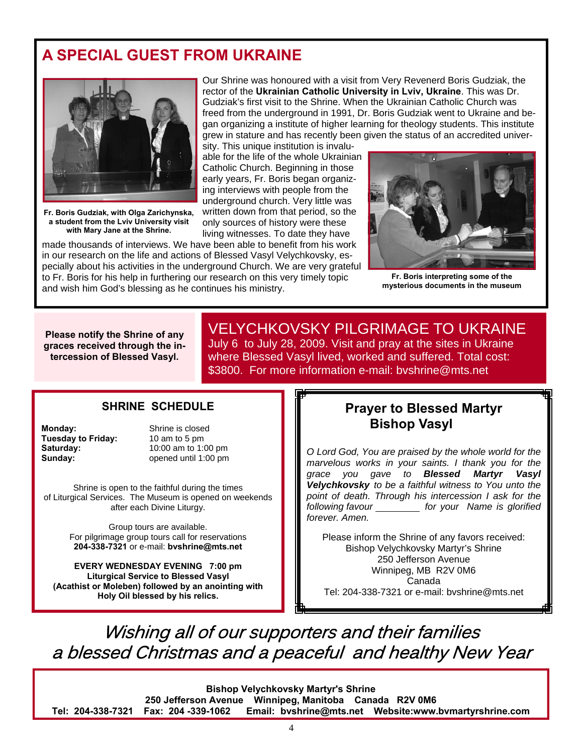## A SPECIAL GUEST FROM UKRAINE

Fr. Boris Gudziak, with Olga Zarichynska, a student from the Lviv University visit with Mary Jane at the Shrine.

Our Shrine was honoured with a visit from Very Revenerd Boris Gudziak, the rector of the **Ukrainian Catholic University in Lviv, Ukraine**. This was Dr. Gudziak's first visit to the Shrine. When the Ukrainian Catholic Church was freed from the underground in 1991, Dr. Boris Gudziak went to Ukraine and began organizing a institute of higher learning for theology students. This institute grew in stature and has recently been given the status of an accredited university. This unique institution is invaluable for the life of the whole Ukrainian Catholic Church. Beginning in those early years, Fr. Boris began organizing interviews with people from the underground church. Very little was written down from that period, so the only sources of history were these living witnesses. To date they have made thousands of interviews. We have been able to benefit from his work in our research on the life and actions of Blessed Vasyl Velychkovsky, especially about his activities in the underground Church. We are very grateful to Fr. Boris for his help in furthering our research on this very timely topic and wish him God's blessing as he continues his ministry.

Fr. Boris interpreting some of the mysterious documents in the museum

**Please notify the Shrine of any graces received through the intercession of Blessed Vasyl.**

## VELYCHKOVSKY PILGRIMAGE TO UKRAINE

July 6 to July 28, 2009. Visit and pray at the sites in Ukraine where Blessed Vasyl lived, worked and suffered. Total cost: $3800. For more information e-mail: bvshrine@mts.net

### SHRINE SCHEDULE

| | |
|---|---|
| **Monday:** | Shrine is closed |
| **Tuesday to Friday:** | 10 am to 5 pm |
| **Saturday:** | 10:00 am to 1:00 pm |
| **Sunday:** | opened until 1:00 pm |

Shrine is open to the faithful during the times of Liturgical Services. The Museum is opened on weekends after each Divine Liturgy.

Group tours are available.
For pilgrimage group tours call for reservations **204-338-7321** or e-mail: **bvshrine@mts.net**

**EVERY WEDNESDAY EVENING 7:00 pm**
**Liturgical Service to Blessed Vasyl**
**(Acathist or Moleben) followed by an anointing with Holy Oil blessed by his relics.**

### Prayer to Blessed Martyr Bishop Vasyl

*O Lord God, You are praised by the whole world for the marvelous works in your saints. I thank you for the grace you gave to* ***Blessed Martyr Vasyl Velychkovsky*** *to be a faithful witness to You unto the point of death. Through his intercession I ask for the following favour \_\_\_\_\_\_\_\_ for your Name is glorified forever. Amen.*

Please inform the Shrine of any favors received:
Bishop Velychkovsky Martyr's Shrine
250 Jefferson Avenue
Winnipeg, MB R2V 0M6
Canada
Tel: 204-338-7321 or e-mail: bvshrine@mts.net

*Wishing all of our supporters and their families a blessed Christmas and a peaceful and healthy New Year*

**Bishop Velychkovsky Martyr's Shrine**
**250 Jefferson Avenue Winnipeg, Manitoba Canada R2V 0M6**
**Tel: 204-338-7321 Fax: 204 -339-1062 Email: bvshrine@mts.net Website:www.bvmartyrshrine.com**